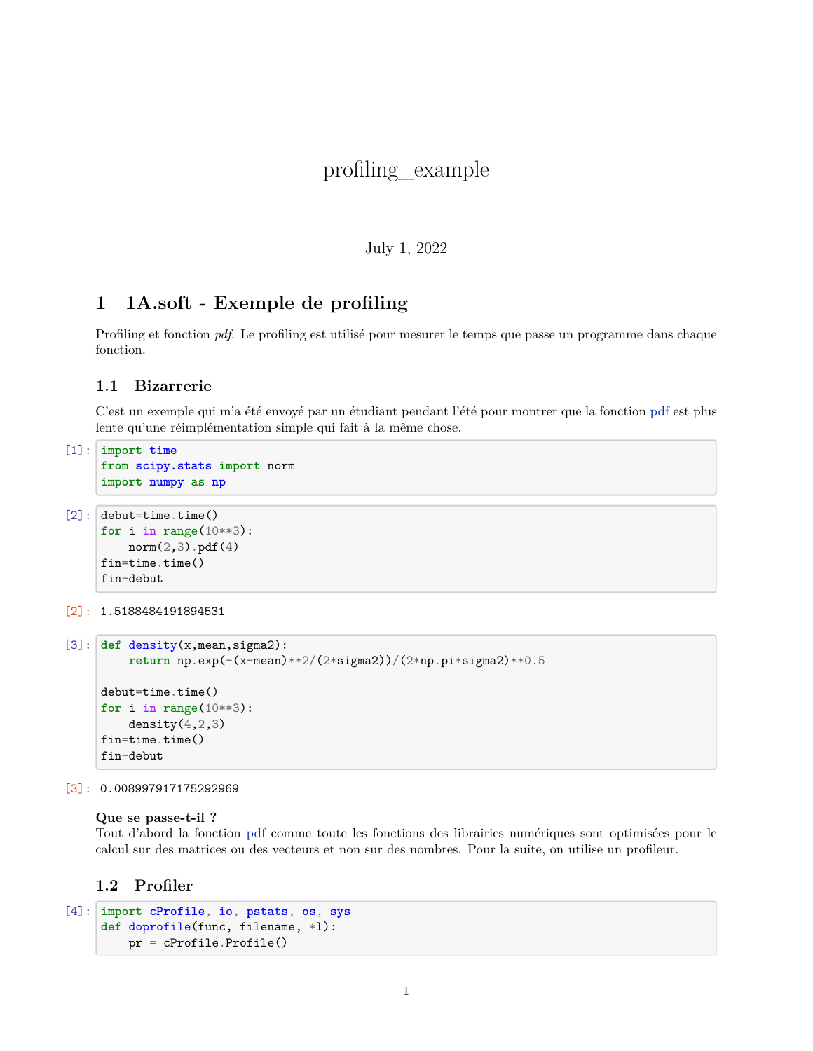# profiling_example

July 1, 2022

## 1 1A.soft - Exemple de profiling

Profiling et fonction *pdf*. Le profiling est utilisé pour mesurer le temps que passe un programme dans chaque fonction.

### 1.1 Bizarrerie

C'est un exemple qui m'a été envoyé par un étudiant pendant l'été pour montrer que la fonction pdf est plus lente qu'une réimplémentation simple qui fait à la même chose.

[1]:
```
import time
from scipy.stats import norm
import numpy as np
```

[2]:
```
debut=time.time()
for i in range(10**3):
    norm(2,3).pdf(4)
fin=time.time()
fin-debut
```

[2]:
```
1.5188484191894531
```

[3]:
```
def density(x,mean,sigma2):
    return np.exp(-(x-mean)**2/(2*sigma2))/(2*np.pi*sigma2)**0.5

debut=time.time()
for i in range(10**3):
    density(4,2,3)
fin=time.time()
fin-debut
```

[3]:
```
0.008997917175292969
```

**Que se passe-t-il ?**
Tout d'abord la fonction pdf comme toute les fonctions des librairies numériques sont optimisées pour le calcul sur des matrices ou des vecteurs et non sur des nombres. Pour la suite, on utilise un profileur.

### 1.2 Profiler

[4]:
```
import cProfile, io, pstats, os, sys
def doprofile(func, filename, *l):
    pr = cProfile.Profile()
```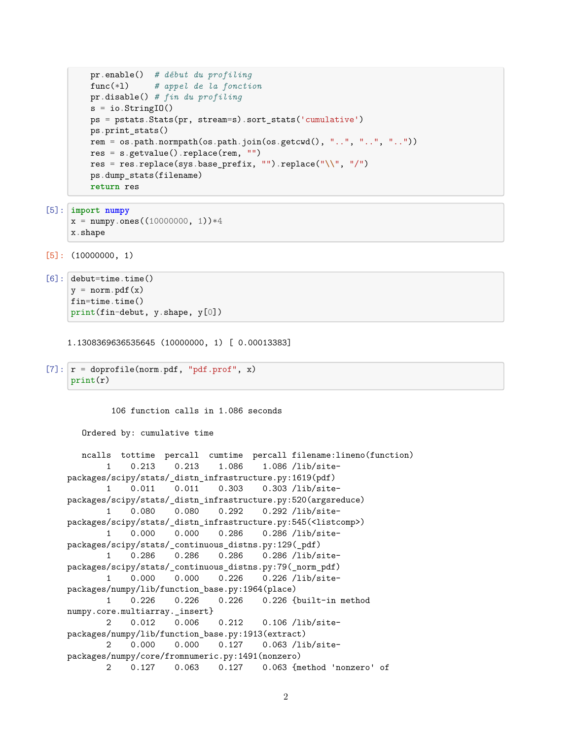```python
    pr.enable()  # début du profiling
    func(*l)     # appel de la fonction
    pr.disable() # fin du profiling
    s = io.StringIO()
    ps = pstats.Stats(pr, stream=s).sort_stats('cumulative')
    ps.print_stats()
    rem = os.path.normpath(os.path.join(os.getcwd(), "..", "..", ".."))
    res = s.getvalue().replace(rem, "")
    res = res.replace(sys.base_prefix, "").replace("\\", "/")
    ps.dump_stats(filename)
    return res
```

[5]:
```python
import numpy
x = numpy.ones((10000000, 1))*4
x.shape
```

[5]:
```
(10000000, 1)
```

[6]:
```python
debut=time.time()
y = norm.pdf(x)
fin=time.time()
print(fin-debut, y.shape, y[0])
```

```
1.1308369636535645 (10000000, 1) [ 0.00013383]
```

[7]:
```python
r = doprofile(norm.pdf, "pdf.prof", x)
print(r)
```

```
         106 function calls in 1.086 seconds

   Ordered by: cumulative time

   ncalls  tottime  percall  cumtime  percall filename:lineno(function)
        1    0.213    0.213    1.086    1.086 /lib/site-
packages/scipy/stats/_distn_infrastructure.py:1619(pdf)
        1    0.011    0.011    0.303    0.303 /lib/site-
packages/scipy/stats/_distn_infrastructure.py:520(argsreduce)
        1    0.080    0.080    0.292    0.292 /lib/site-
packages/scipy/stats/_distn_infrastructure.py:545(<listcomp>)
        1    0.000    0.000    0.286    0.286 /lib/site-
packages/scipy/stats/_continuous_distns.py:129(_pdf)
        1    0.286    0.286    0.286    0.286 /lib/site-
packages/scipy/stats/_continuous_distns.py:79(_norm_pdf)
        1    0.000    0.000    0.226    0.226 /lib/site-
packages/numpy/lib/function_base.py:1964(place)
        1    0.226    0.226    0.226    0.226 {built-in method
numpy.core.multiarray._insert}
        2    0.012    0.006    0.212    0.106 /lib/site-
packages/numpy/lib/function_base.py:1913(extract)
        2    0.000    0.000    0.127    0.063 /lib/site-
packages/numpy/core/fromnumeric.py:1491(nonzero)
        2    0.127    0.063    0.127    0.063 {method 'nonzero' of
```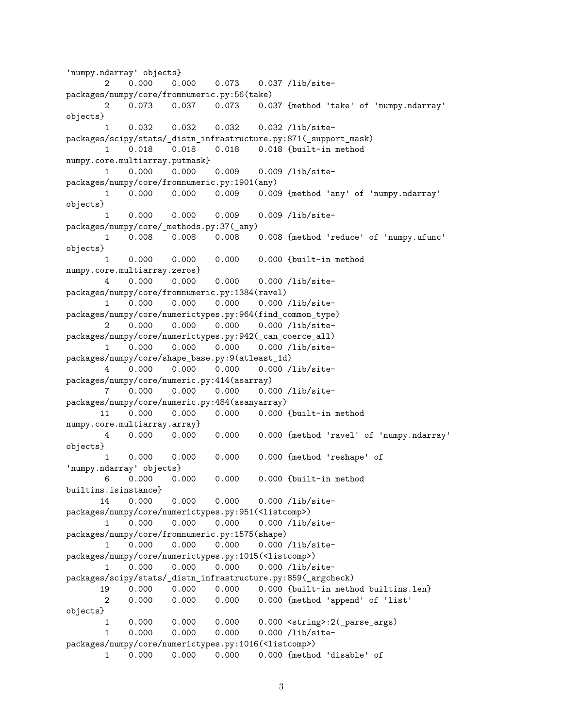```
'numpy.ndarray' objects}
        2    0.000    0.000    0.073    0.037 /lib/site-
packages/numpy/core/fromnumeric.py:56(take)
        2    0.073    0.037    0.073    0.037 {method 'take' of 'numpy.ndarray'
objects}
        1    0.032    0.032    0.032    0.032 /lib/site-
packages/scipy/stats/_distn_infrastructure.py:871(_support_mask)
        1    0.018    0.018    0.018    0.018 {built-in method
numpy.core.multiarray.putmask}
        1    0.000    0.000    0.009    0.009 /lib/site-
packages/numpy/core/fromnumeric.py:1901(any)
        1    0.000    0.000    0.009    0.009 {method 'any' of 'numpy.ndarray'
objects}
        1    0.000    0.000    0.009    0.009 /lib/site-
packages/numpy/core/_methods.py:37(_any)
        1    0.008    0.008    0.008    0.008 {method 'reduce' of 'numpy.ufunc'
objects}
        1    0.000    0.000    0.000    0.000 {built-in method
numpy.core.multiarray.zeros}
        4    0.000    0.000    0.000    0.000 /lib/site-
packages/numpy/core/fromnumeric.py:1384(ravel)
        1    0.000    0.000    0.000    0.000 /lib/site-
packages/numpy/core/numerictypes.py:964(find_common_type)
        2    0.000    0.000    0.000    0.000 /lib/site-
packages/numpy/core/numerictypes.py:942(_can_coerce_all)
        1    0.000    0.000    0.000    0.000 /lib/site-
packages/numpy/core/shape_base.py:9(atleast_1d)
        4    0.000    0.000    0.000    0.000 /lib/site-
packages/numpy/core/numeric.py:414(asarray)
        7    0.000    0.000    0.000    0.000 /lib/site-
packages/numpy/core/numeric.py:484(asanyarray)
       11    0.000    0.000    0.000    0.000 {built-in method
numpy.core.multiarray.array}
        4    0.000    0.000    0.000    0.000 {method 'ravel' of 'numpy.ndarray'
objects}
        1    0.000    0.000    0.000    0.000 {method 'reshape' of
'numpy.ndarray' objects}
        6    0.000    0.000    0.000    0.000 {built-in method
builtins.isinstance}
       14    0.000    0.000    0.000    0.000 /lib/site-
packages/numpy/core/numerictypes.py:951(<listcomp>)
        1    0.000    0.000    0.000    0.000 /lib/site-
packages/numpy/core/fromnumeric.py:1575(shape)
        1    0.000    0.000    0.000    0.000 /lib/site-
packages/numpy/core/numerictypes.py:1015(<listcomp>)
        1    0.000    0.000    0.000    0.000 /lib/site-
packages/scipy/stats/_distn_infrastructure.py:859(_argcheck)
       19    0.000    0.000    0.000    0.000 {built-in method builtins.len}
        2    0.000    0.000    0.000    0.000 {method 'append' of 'list'
objects}
        1    0.000    0.000    0.000    0.000 <string>:2(_parse_args)
        1    0.000    0.000    0.000    0.000 /lib/site-
packages/numpy/core/numerictypes.py:1016(<listcomp>)
        1    0.000    0.000    0.000    0.000 {method 'disable' of
```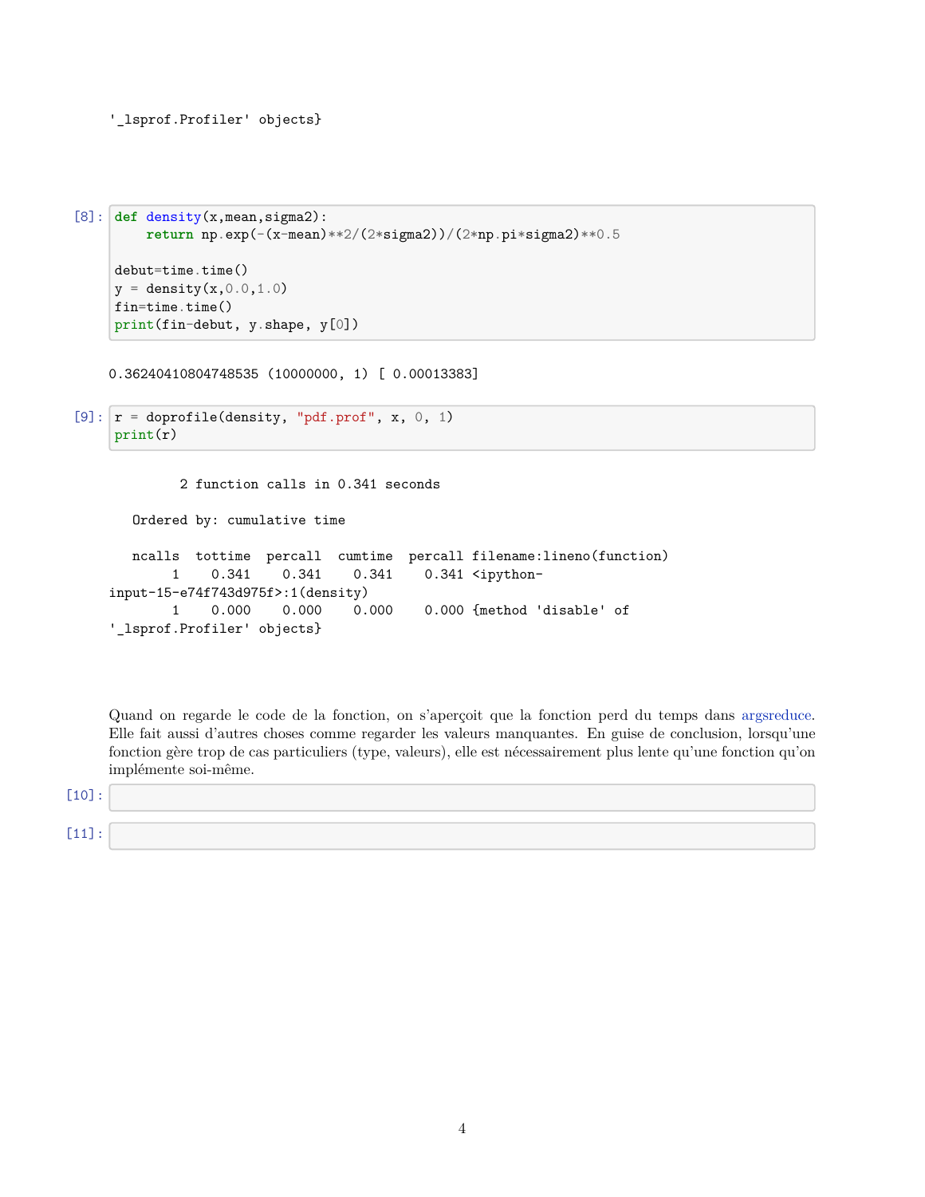```
'_lsprof.Profiler' objects}
```

```
[8]: def density(x,mean,sigma2):
         return np.exp(-(x-mean)**2/(2*sigma2))/(2*np.pi*sigma2)**0.5

     debut=time.time()
     y = density(x,0.0,1.0)
     fin=time.time()
     print(fin-debut, y.shape, y[0])
```

```
0.36240410804748535 (10000000, 1) [ 0.00013383]
```

```
[9]: r = doprofile(density, "pdf.prof", x, 0, 1)
     print(r)
```

```
         2 function calls in 0.341 seconds

   Ordered by: cumulative time

   ncalls  tottime  percall  cumtime  percall filename:lineno(function)
        1    0.341    0.341    0.341    0.341 <ipython-
input-15-e74f743d975f>:1(density)
        1    0.000    0.000    0.000    0.000 {method 'disable' of
'_lsprof.Profiler' objects}
```

Quand on regarde le code de la fonction, on s'aperçoit que la fonction perd du temps dans argsreduce. Elle fait aussi d'autres choses comme regarder les valeurs manquantes. En guise de conclusion, lorsqu'une fonction gère trop de cas particuliers (type, valeurs), elle est nécessairement plus lente qu'une fonction qu'on implémente soi-même.

```
[10]:
```

```
[11]:
```